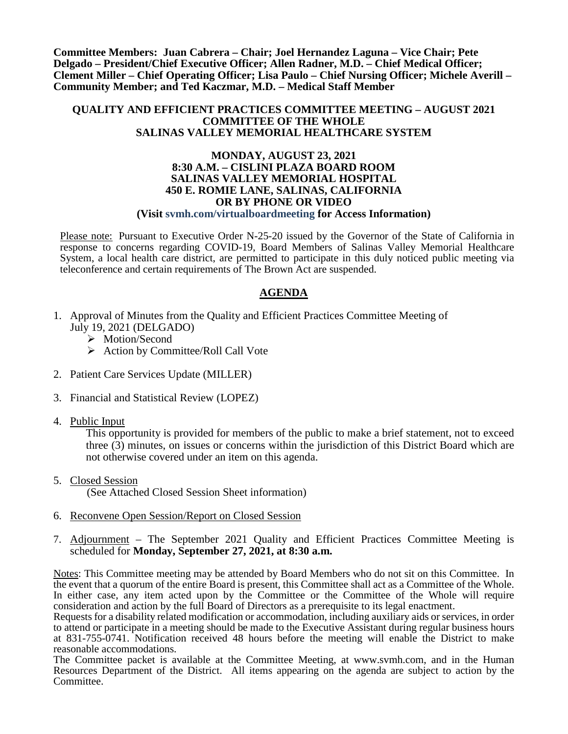**Committee Members: Juan Cabrera – Chair; Joel Hernandez Laguna – Vice Chair; Pete Delgado – President/Chief Executive Officer; Allen Radner, M.D. – Chief Medical Officer; Clement Miller – Chief Operating Officer; Lisa Paulo – Chief Nursing Officer; Michele Averill – Community Member; and Ted Kaczmar, M.D. – Medical Staff Member**

# QUALITY AND EFFICIENT PRACTICES COMMITTEE MEETING – AUGUST 2021
# COMMITTEE OF THE WHOLE
# SALINAS VALLEY MEMORIAL HEALTHCARE SYSTEM

**MONDAY, AUGUST 23, 2021**
**8:30 A.M. – CISLINI PLAZA BOARD ROOM**
**SALINAS VALLEY MEMORIAL HOSPITAL**
**450 E. ROMIE LANE, SALINAS, CALIFORNIA**
**OR BY PHONE OR VIDEO**
**(Visit svmh.com/virtualboardmeeting for Access Information)**

Please note: Pursuant to Executive Order N-25-20 issued by the Governor of the State of California in response to concerns regarding COVID-19, Board Members of Salinas Valley Memorial Healthcare System, a local health care district, are permitted to participate in this duly noticed public meeting via teleconference and certain requirements of The Brown Act are suspended.

## AGENDA

1. Approval of Minutes from the Quality and Efficient Practices Committee Meeting of July 19, 2021 (DELGADO)
   - Motion/Second
   - Action by Committee/Roll Call Vote
2. Patient Care Services Update (MILLER)
3. Financial and Statistical Review (LOPEZ)
4. Public Input
   This opportunity is provided for members of the public to make a brief statement, not to exceed three (3) minutes, on issues or concerns within the jurisdiction of this District Board which are not otherwise covered under an item on this agenda.
5. Closed Session
   (See Attached Closed Session Sheet information)
6. Reconvene Open Session/Report on Closed Session
7. Adjournment – The September 2021 Quality and Efficient Practices Committee Meeting is scheduled for **Monday, September 27, 2021, at 8:30 a.m.**

Notes: This Committee meeting may be attended by Board Members who do not sit on this Committee. In the event that a quorum of the entire Board is present, this Committee shall act as a Committee of the Whole. In either case, any item acted upon by the Committee or the Committee of the Whole will require consideration and action by the full Board of Directors as a prerequisite to its legal enactment.

Requests for a disability related modification or accommodation, including auxiliary aids or services, in order to attend or participate in a meeting should be made to the Executive Assistant during regular business hours at 831-755-0741. Notification received 48 hours before the meeting will enable the District to make reasonable accommodations.

The Committee packet is available at the Committee Meeting, at www.svmh.com, and in the Human Resources Department of the District. All items appearing on the agenda are subject to action by the Committee.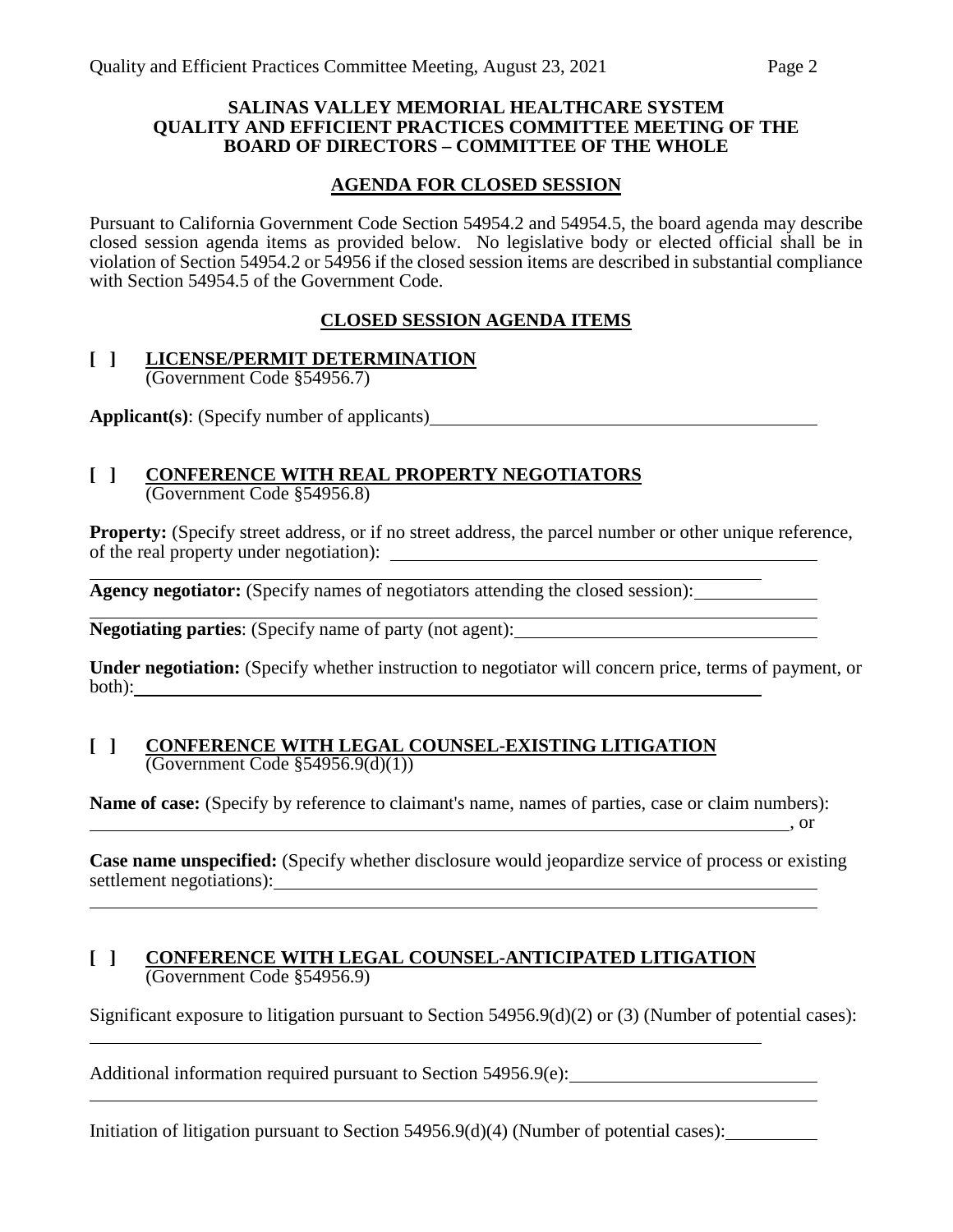**SALINAS VALLEY MEMORIAL HEALTHCARE SYSTEM**
**QUALITY AND EFFICIENT PRACTICES COMMITTEE MEETING OF THE BOARD OF DIRECTORS – COMMITTEE OF THE WHOLE**

## AGENDA FOR CLOSED SESSION

Pursuant to California Government Code Section 54954.2 and 54954.5, the board agenda may describe closed session agenda items as provided below. No legislative body or elected official shall be in violation of Section 54954.2 or 54956 if the closed session items are described in substantial compliance with Section 54954.5 of the Government Code.

## CLOSED SESSION AGENDA ITEMS

**[ ] LICENSE/PERMIT DETERMINATION**
(Government Code §54956.7)

**Applicant(s)**: (Specify number of applicants)________________________________________

**[ ] CONFERENCE WITH REAL PROPERTY NEGOTIATORS**
(Government Code §54956.8)

**Property:** (Specify street address, or if no street address, the parcel number or other unique reference, of the real property under negotiation): ________________________________________
________________________________________

**Agency negotiator:** (Specify names of negotiators attending the closed session):____________
________________________________________

**Negotiating parties**: (Specify name of party (not agent):________________________________

**Under negotiation:** (Specify whether instruction to negotiator will concern price, terms of payment, or both):________________________________________

**[ ] CONFERENCE WITH LEGAL COUNSEL-EXISTING LITIGATION**
(Government Code §54956.9(d)(1))

**Name of case:** (Specify by reference to claimant's name, names of parties, case or claim numbers):
________________________________________, or

**Case name unspecified:** (Specify whether disclosure would jeopardize service of process or existing settlement negotiations):________________________________________
________________________________________

**[ ] CONFERENCE WITH LEGAL COUNSEL-ANTICIPATED LITIGATION**
(Government Code §54956.9)

Significant exposure to litigation pursuant to Section 54956.9(d)(2) or (3) (Number of potential cases):
________________________________________

Additional information required pursuant to Section 54956.9(e):____________________________
________________________________________

Initiation of litigation pursuant to Section 54956.9(d)(4) (Number of potential cases):__________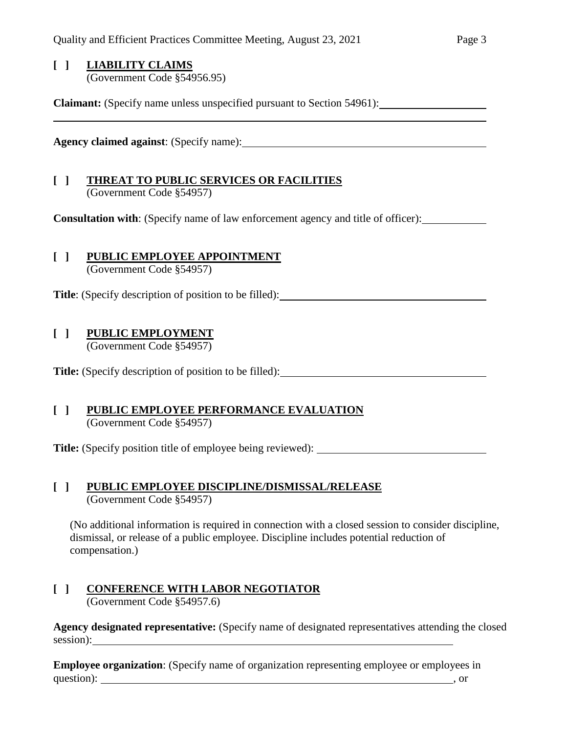**[ ] LIABILITY CLAIMS**
(Government Code §54956.95)

**Claimant:** (Specify name unless unspecified pursuant to Section 54961): \_\_\_\_\_\_\_\_\_\_\_\_\_\_\_\_\_\_\_\_

**Agency claimed against**: (Specify name): \_\_\_\_\_\_\_\_\_\_\_\_\_\_\_\_\_\_\_\_

**[ ] THREAT TO PUBLIC SERVICES OR FACILITIES**
(Government Code §54957)

**Consultation with**: (Specify name of law enforcement agency and title of officer): \_\_\_\_\_\_\_\_\_\_

**[ ] PUBLIC EMPLOYEE APPOINTMENT**
(Government Code §54957)

**Title**: (Specify description of position to be filled): \_\_\_\_\_\_\_\_\_\_\_\_\_\_\_\_\_\_\_\_

**[ ] PUBLIC EMPLOYMENT**
(Government Code §54957)

**Title:** (Specify description of position to be filled): \_\_\_\_\_\_\_\_\_\_\_\_\_\_\_\_\_\_\_\_

**[ ] PUBLIC EMPLOYEE PERFORMANCE EVALUATION**
(Government Code §54957)

**Title:** (Specify position title of employee being reviewed): \_\_\_\_\_\_\_\_\_\_\_\_\_\_\_\_\_\_\_\_

**[ ] PUBLIC EMPLOYEE DISCIPLINE/DISMISSAL/RELEASE**
(Government Code §54957)

(No additional information is required in connection with a closed session to consider discipline, dismissal, or release of a public employee. Discipline includes potential reduction of compensation.)

**[ ] CONFERENCE WITH LABOR NEGOTIATOR**
(Government Code §54957.6)

**Agency designated representative:** (Specify name of designated representatives attending the closed session): \_\_\_\_\_\_\_\_\_\_\_\_\_\_\_\_\_\_\_\_

**Employee organization**: (Specify name of organization representing employee or employees in question): \_\_\_\_\_\_\_\_\_\_\_\_\_\_\_\_\_\_\_\_, or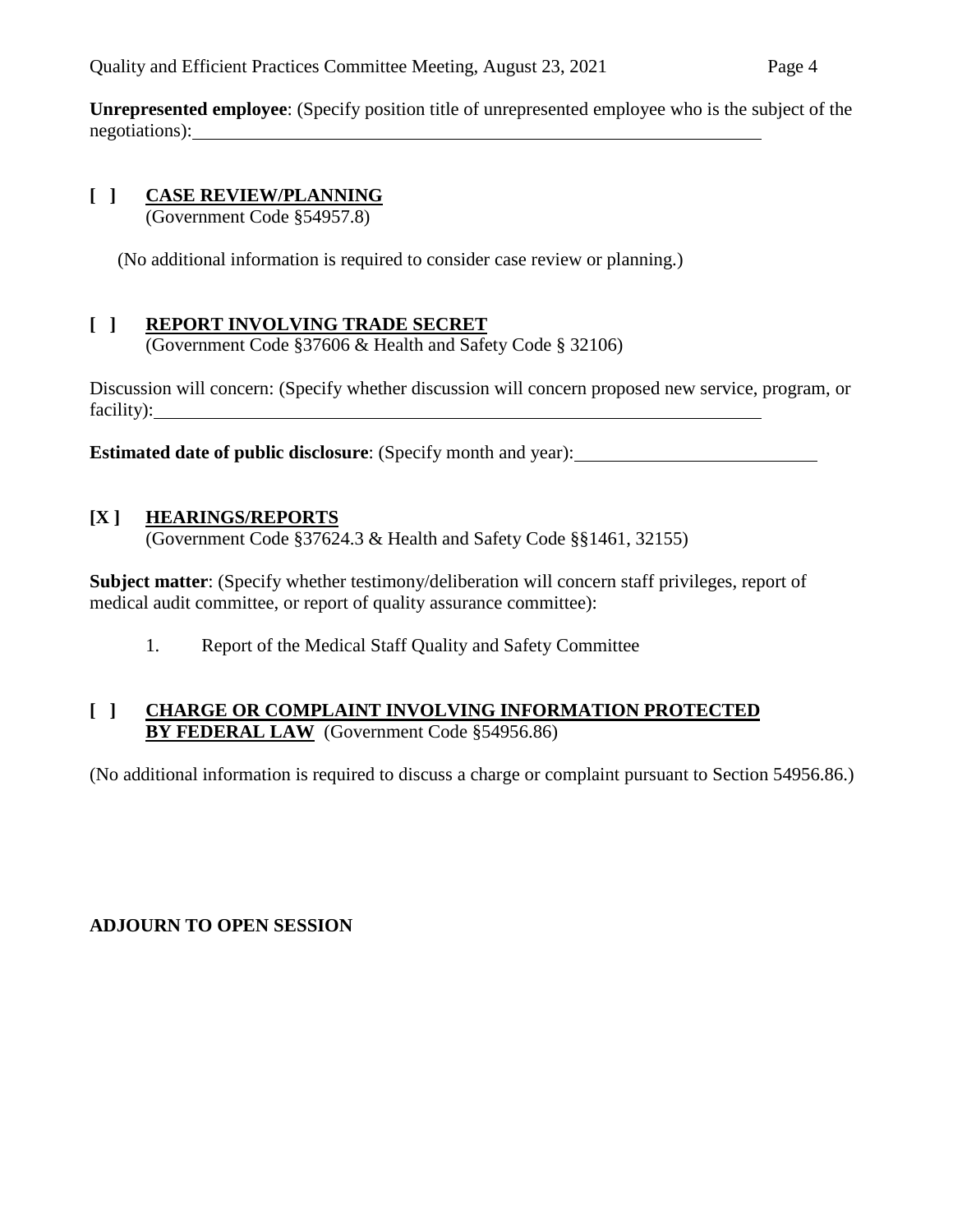**Unrepresented employee**: (Specify position title of unrepresented employee who is the subject of the negotiations):\_\_\_\_\_\_\_\_\_\_\_\_\_\_\_\_\_\_\_\_\_\_\_\_\_\_\_\_\_\_\_\_\_\_\_\_\_\_\_\_\_\_\_\_\_\_\_\_

**[ ] CASE REVIEW/PLANNING**
(Government Code §54957.8)

(No additional information is required to consider case review or planning.)

**[ ] REPORT INVOLVING TRADE SECRET**
(Government Code §37606 & Health and Safety Code § 32106)

Discussion will concern: (Specify whether discussion will concern proposed new service, program, or facility):\_\_\_\_\_\_\_\_\_\_\_\_\_\_\_\_\_\_\_\_\_\_\_\_\_\_\_\_\_\_\_\_\_\_\_\_\_\_\_\_\_\_\_\_\_\_\_\_

**Estimated date of public disclosure**: (Specify month and year):\_\_\_\_\_\_\_\_\_\_\_\_\_\_\_\_\_\_\_\_\_\_\_\_

**[X ] HEARINGS/REPORTS**
(Government Code §37624.3 & Health and Safety Code §§1461, 32155)

**Subject matter**: (Specify whether testimony/deliberation will concern staff privileges, report of medical audit committee, or report of quality assurance committee):

1. Report of the Medical Staff Quality and Safety Committee

**[ ] CHARGE OR COMPLAINT INVOLVING INFORMATION PROTECTED BY FEDERAL LAW** (Government Code §54956.86)

(No additional information is required to discuss a charge or complaint pursuant to Section 54956.86.)

**ADJOURN TO OPEN SESSION**